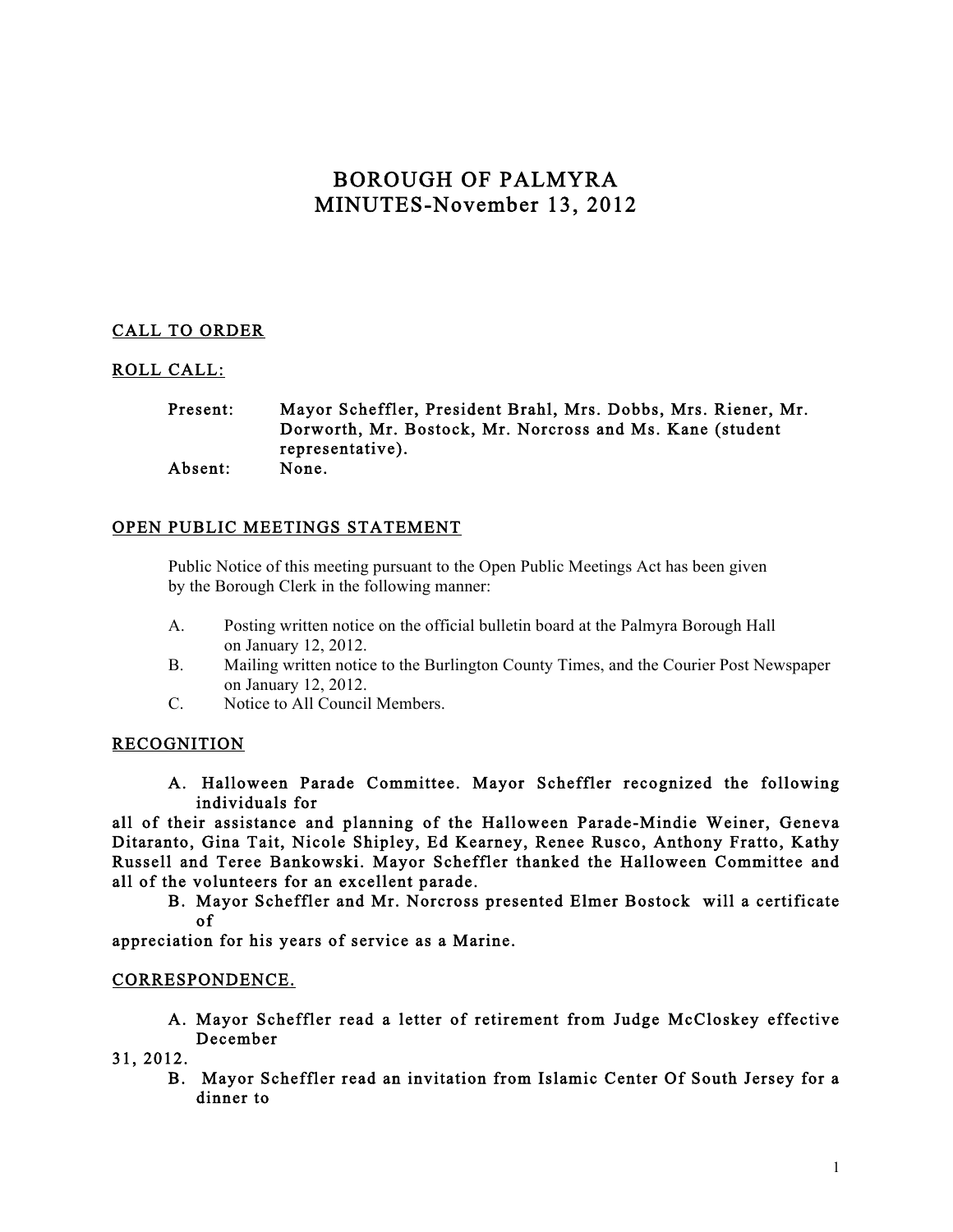# BOROUGH OF PALMYRA
# MINUTES-November 13, 2012

CALL TO ORDER

ROLL CALL:

Present: Mayor Scheffler, President Brahl, Mrs. Dobbs, Mrs. Riener, Mr. Dorworth, Mr. Bostock, Mr. Norcross and Ms. Kane (student representative).
Absent: None.

OPEN PUBLIC MEETINGS STATEMENT

Public Notice of this meeting pursuant to the Open Public Meetings Act has been given by the Borough Clerk in the following manner:

A. Posting written notice on the official bulletin board at the Palmyra Borough Hall on January 12, 2012.
B. Mailing written notice to the Burlington County Times, and the Courier Post Newspaper on January 12, 2012.
C. Notice to All Council Members.

RECOGNITION

A. Halloween Parade Committee. Mayor Scheffler recognized the following individuals for all of their assistance and planning of the Halloween Parade-Mindie Weiner, Geneva Ditaranto, Gina Tait, Nicole Shipley, Ed Kearney, Renee Rusco, Anthony Fratto, Kathy Russell and Teree Bankowski. Mayor Scheffler thanked the Halloween Committee and all of the volunteers for an excellent parade.

B. Mayor Scheffler and Mr. Norcross presented Elmer Bostock will a certificate of appreciation for his years of service as a Marine.

CORRESPONDENCE.

A. Mayor Scheffler read a letter of retirement from Judge McCloskey effective December 31, 2012.

B. Mayor Scheffler read an invitation from Islamic Center Of South Jersey for a dinner to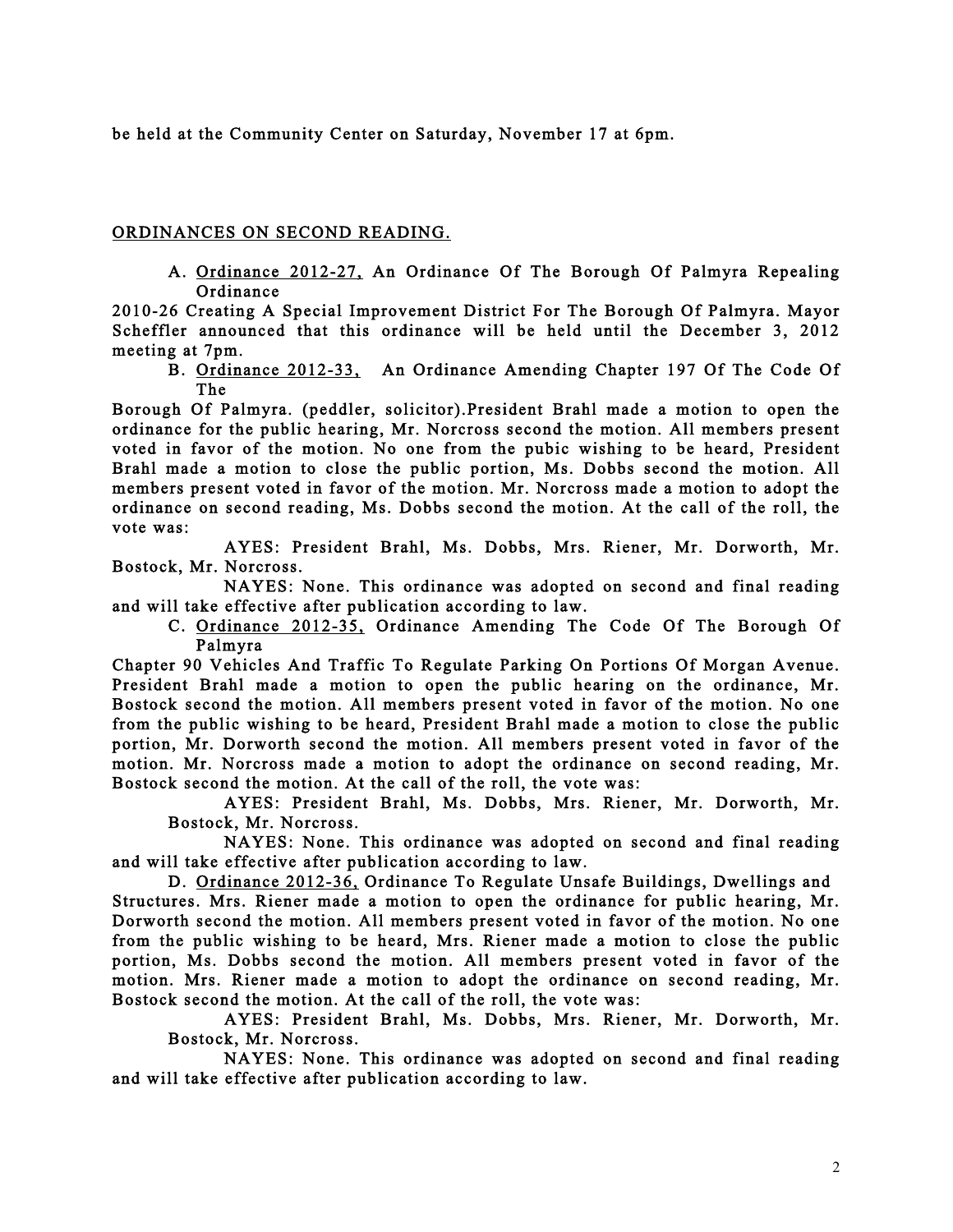be held at the Community Center on Saturday, November 17 at 6pm.

ORDINANCES ON SECOND READING.

A. Ordinance 2012-27, An Ordinance Of The Borough Of Palmyra Repealing Ordinance 2010-26 Creating A Special Improvement District For The Borough Of Palmyra. Mayor Scheffler announced that this ordinance will be held until the December 3, 2012 meeting at 7pm.

B. Ordinance 2012-33, An Ordinance Amending Chapter 197 Of The Code Of The Borough Of Palmyra. (peddler, solicitor).President Brahl made a motion to open the ordinance for the public hearing, Mr. Norcross second the motion. All members present voted in favor of the motion. No one from the pubic wishing to be heard, President Brahl made a motion to close the public portion, Ms. Dobbs second the motion. All members present voted in favor of the motion. Mr. Norcross made a motion to adopt the ordinance on second reading, Ms. Dobbs second the motion. At the call of the roll, the vote was:

AYES: President Brahl, Ms. Dobbs, Mrs. Riener, Mr. Dorworth, Mr. Bostock, Mr. Norcross.

NAYES: None. This ordinance was adopted on second and final reading and will take effective after publication according to law.

C. Ordinance 2012-35, Ordinance Amending The Code Of The Borough Of Palmyra Chapter 90 Vehicles And Traffic To Regulate Parking On Portions Of Morgan Avenue. President Brahl made a motion to open the public hearing on the ordinance, Mr. Bostock second the motion. All members present voted in favor of the motion. No one from the public wishing to be heard, President Brahl made a motion to close the public portion, Mr. Dorworth second the motion. All members present voted in favor of the motion. Mr. Norcross made a motion to adopt the ordinance on second reading, Mr. Bostock second the motion. At the call of the roll, the vote was:

AYES: President Brahl, Ms. Dobbs, Mrs. Riener, Mr. Dorworth, Mr. Bostock, Mr. Norcross.

NAYES: None. This ordinance was adopted on second and final reading and will take effective after publication according to law.

D. Ordinance 2012-36, Ordinance To Regulate Unsafe Buildings, Dwellings and Structures. Mrs. Riener made a motion to open the ordinance for public hearing, Mr. Dorworth second the motion. All members present voted in favor of the motion. No one from the public wishing to be heard, Mrs. Riener made a motion to close the public portion, Ms. Dobbs second the motion. All members present voted in favor of the motion. Mrs. Riener made a motion to adopt the ordinance on second reading, Mr. Bostock second the motion. At the call of the roll, the vote was:

AYES: President Brahl, Ms. Dobbs, Mrs. Riener, Mr. Dorworth, Mr. Bostock, Mr. Norcross.

NAYES: None. This ordinance was adopted on second and final reading and will take effective after publication according to law.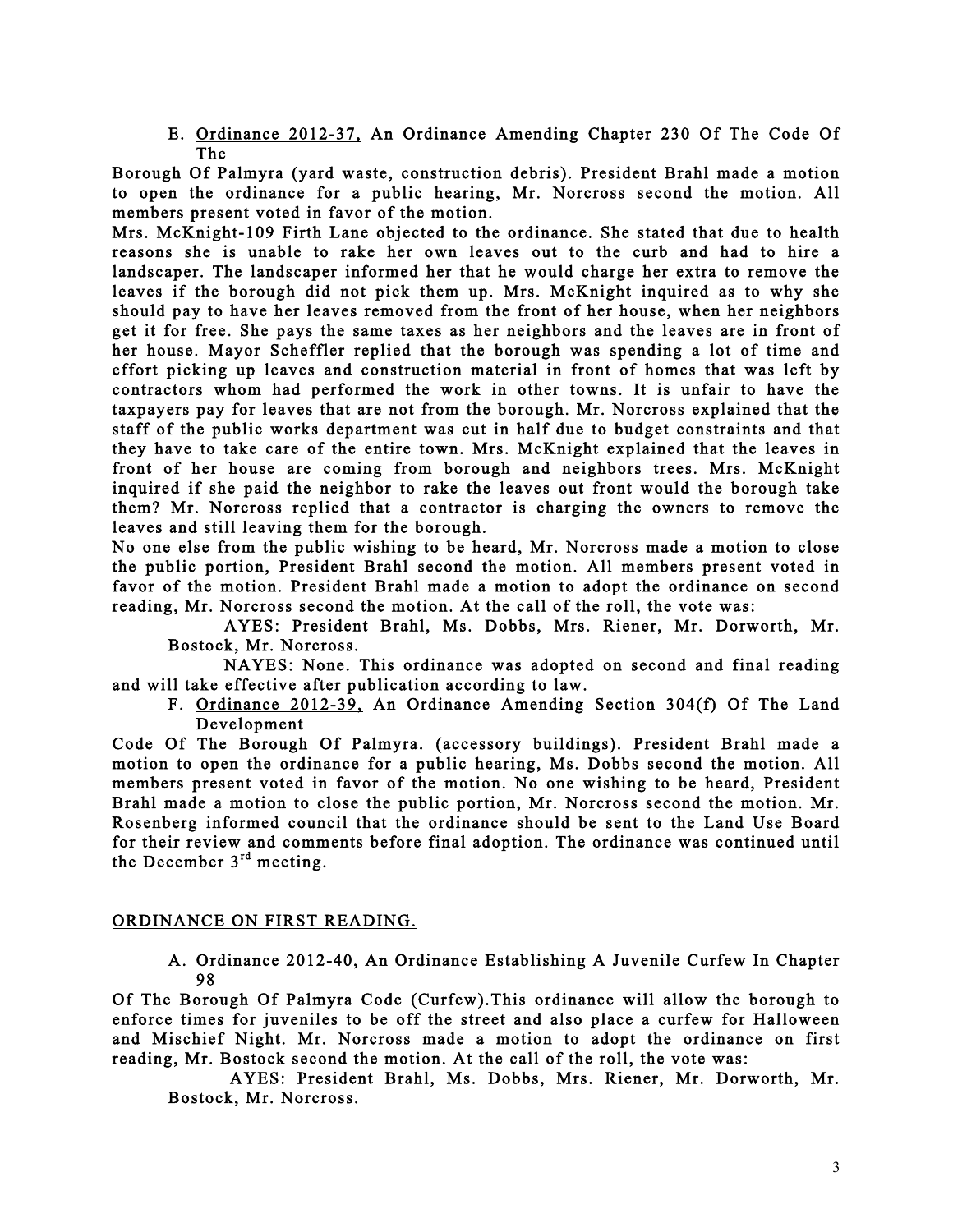E. <u>Ordinance 2012-37,</u> An Ordinance Amending Chapter 230 Of The Code Of The

Borough Of Palmyra (yard waste, construction debris). President Brahl made a motion to open the ordinance for a public hearing, Mr. Norcross second the motion. All members present voted in favor of the motion.

Mrs. McKnight-109 Firth Lane objected to the ordinance. She stated that due to health reasons she is unable to rake her own leaves out to the curb and had to hire a landscaper. The landscaper informed her that he would charge her extra to remove the leaves if the borough did not pick them up. Mrs. McKnight inquired as to why she should pay to have her leaves removed from the front of her house, when her neighbors get it for free. She pays the same taxes as her neighbors and the leaves are in front of her house. Mayor Scheffler replied that the borough was spending a lot of time and effort picking up leaves and construction material in front of homes that was left by contractors whom had performed the work in other towns. It is unfair to have the taxpayers pay for leaves that are not from the borough. Mr. Norcross explained that the staff of the public works department was cut in half due to budget constraints and that they have to take care of the entire town. Mrs. McKnight explained that the leaves in front of her house are coming from borough and neighbors trees. Mrs. McKnight inquired if she paid the neighbor to rake the leaves out front would the borough take them? Mr. Norcross replied that a contractor is charging the owners to remove the leaves and still leaving them for the borough.

No one else from the public wishing to be heard, Mr. Norcross made a motion to close the public portion, President Brahl second the motion. All members present voted in favor of the motion. President Brahl made a motion to adopt the ordinance on second reading, Mr. Norcross second the motion. At the call of the roll, the vote was:

AYES: President Brahl, Ms. Dobbs, Mrs. Riener, Mr. Dorworth, Mr. Bostock, Mr. Norcross.

NAYES: None. This ordinance was adopted on second and final reading and will take effective after publication according to law.

F. <u>Ordinance 2012-39,</u> An Ordinance Amending Section 304(f) Of The Land Development

Code Of The Borough Of Palmyra. (accessory buildings). President Brahl made a motion to open the ordinance for a public hearing, Ms. Dobbs second the motion. All members present voted in favor of the motion. No one wishing to be heard, President Brahl made a motion to close the public portion, Mr. Norcross second the motion. Mr. Rosenberg informed council that the ordinance should be sent to the Land Use Board for their review and comments before final adoption. The ordinance was continued until the December 3rd meeting.

<u>ORDINANCE ON FIRST READING.</u>

A. <u>Ordinance 2012-40,</u> An Ordinance Establishing A Juvenile Curfew In Chapter 98

Of The Borough Of Palmyra Code (Curfew).This ordinance will allow the borough to enforce times for juveniles to be off the street and also place a curfew for Halloween and Mischief Night. Mr. Norcross made a motion to adopt the ordinance on first reading, Mr. Bostock second the motion. At the call of the roll, the vote was:

AYES: President Brahl, Ms. Dobbs, Mrs. Riener, Mr. Dorworth, Mr. Bostock, Mr. Norcross.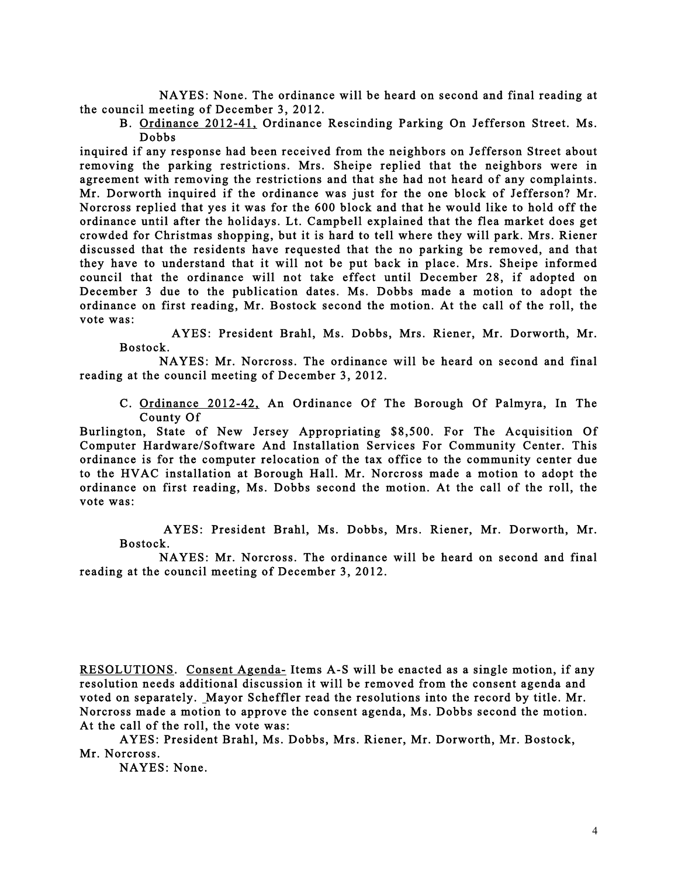NAYES: None. The ordinance will be heard on second and final reading at the council meeting of December 3, 2012.

B. Ordinance 2012-41, Ordinance Rescinding Parking On Jefferson Street. Ms. Dobbs inquired if any response had been received from the neighbors on Jefferson Street about removing the parking restrictions. Mrs. Sheipe replied that the neighbors were in agreement with removing the restrictions and that she had not heard of any complaints. Mr. Dorworth inquired if the ordinance was just for the one block of Jefferson? Mr. Norcross replied that yes it was for the 600 block and that he would like to hold off the ordinance until after the holidays. Lt. Campbell explained that the flea market does get crowded for Christmas shopping, but it is hard to tell where they will park. Mrs. Riener discussed that the residents have requested that the no parking be removed, and that they have to understand that it will not be put back in place. Mrs. Sheipe informed council that the ordinance will not take effect until December 28, if adopted on December 3 due to the publication dates. Ms. Dobbs made a motion to adopt the ordinance on first reading, Mr. Bostock second the motion. At the call of the roll, the vote was:

AYES: President Brahl, Ms. Dobbs, Mrs. Riener, Mr. Dorworth, Mr. Bostock.

NAYES: Mr. Norcross. The ordinance will be heard on second and final reading at the council meeting of December 3, 2012.

C. Ordinance 2012-42, An Ordinance Of The Borough Of Palmyra, In The County Of Burlington, State of New Jersey Appropriating $8,500. For The Acquisition Of Computer Hardware/Software And Installation Services For Community Center. This ordinance is for the computer relocation of the tax office to the community center due to the HVAC installation at Borough Hall. Mr. Norcross made a motion to adopt the ordinance on first reading, Ms. Dobbs second the motion. At the call of the roll, the vote was:

AYES: President Brahl, Ms. Dobbs, Mrs. Riener, Mr. Dorworth, Mr. Bostock.

NAYES: Mr. Norcross. The ordinance will be heard on second and final reading at the council meeting of December 3, 2012.

RESOLUTIONS. Consent Agenda- Items A-S will be enacted as a single motion, if any resolution needs additional discussion it will be removed from the consent agenda and voted on separately. Mayor Scheffler read the resolutions into the record by title. Mr. Norcross made a motion to approve the consent agenda, Ms. Dobbs second the motion. At the call of the roll, the vote was:

AYES: President Brahl, Ms. Dobbs, Mrs. Riener, Mr. Dorworth, Mr. Bostock, Mr. Norcross.

NAYES: None.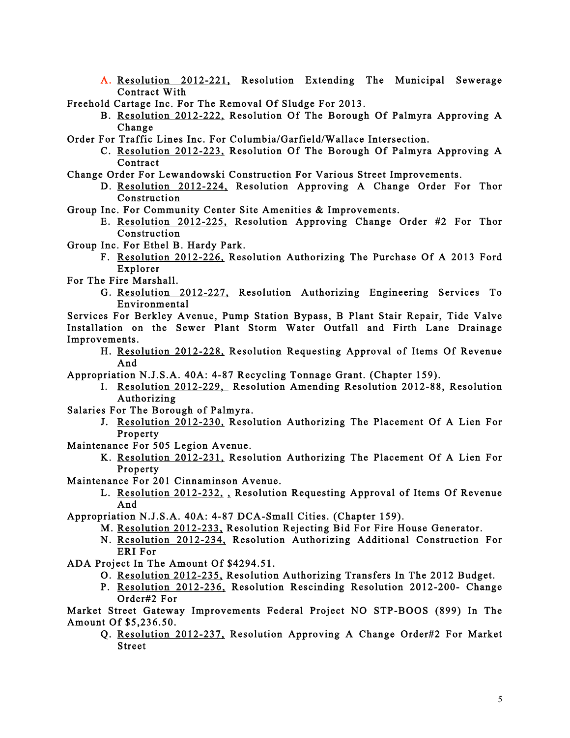A. Resolution 2012-221, Resolution Extending The Municipal Sewerage Contract With Freehold Cartage Inc. For The Removal Of Sludge For 2013.

B. Resolution 2012-222, Resolution Of The Borough Of Palmyra Approving A Change Order For Traffic Lines Inc. For Columbia/Garfield/Wallace Intersection.

C. Resolution 2012-223, Resolution Of The Borough Of Palmyra Approving A Contract Change Order For Lewandowski Construction For Various Street Improvements.

D. Resolution 2012-224, Resolution Approving A Change Order For Thor Construction Group Inc. For Community Center Site Amenities & Improvements.

E. Resolution 2012-225, Resolution Approving Change Order #2 For Thor Construction Group Inc. For Ethel B. Hardy Park.

F. Resolution 2012-226, Resolution Authorizing The Purchase Of A 2013 Ford Explorer For The Fire Marshall.

G. Resolution 2012-227, Resolution Authorizing Engineering Services To Environmental Services For Berkley Avenue, Pump Station Bypass, B Plant Stair Repair, Tide Valve Installation on the Sewer Plant Storm Water Outfall and Firth Lane Drainage Improvements.

H. Resolution 2012-228, Resolution Requesting Approval of Items Of Revenue And Appropriation N.J.S.A. 40A: 4-87 Recycling Tonnage Grant. (Chapter 159).

I. Resolution 2012-229, Resolution Amending Resolution 2012-88, Resolution Authorizing Salaries For The Borough of Palmyra.

J. Resolution 2012-230, Resolution Authorizing The Placement Of A Lien For Property Maintenance For 505 Legion Avenue.

K. Resolution 2012-231, Resolution Authorizing The Placement Of A Lien For Property Maintenance For 201 Cinnaminson Avenue.

L. Resolution 2012-232, , Resolution Requesting Approval of Items Of Revenue And Appropriation N.J.S.A. 40A: 4-87 DCA-Small Cities. (Chapter 159).

M. Resolution 2012-233, Resolution Rejecting Bid For Fire House Generator.

N. Resolution 2012-234, Resolution Authorizing Additional Construction For ERI For ADA Project In The Amount Of $4294.51.

O. Resolution 2012-235, Resolution Authorizing Transfers In The 2012 Budget.

P. Resolution 2012-236, Resolution Rescinding Resolution 2012-200- Change Order#2 For Market Street Gateway Improvements Federal Project NO STP-BOOS (899) In The Amount Of $5,236.50.

Q. Resolution 2012-237, Resolution Approving A Change Order#2 For Market Street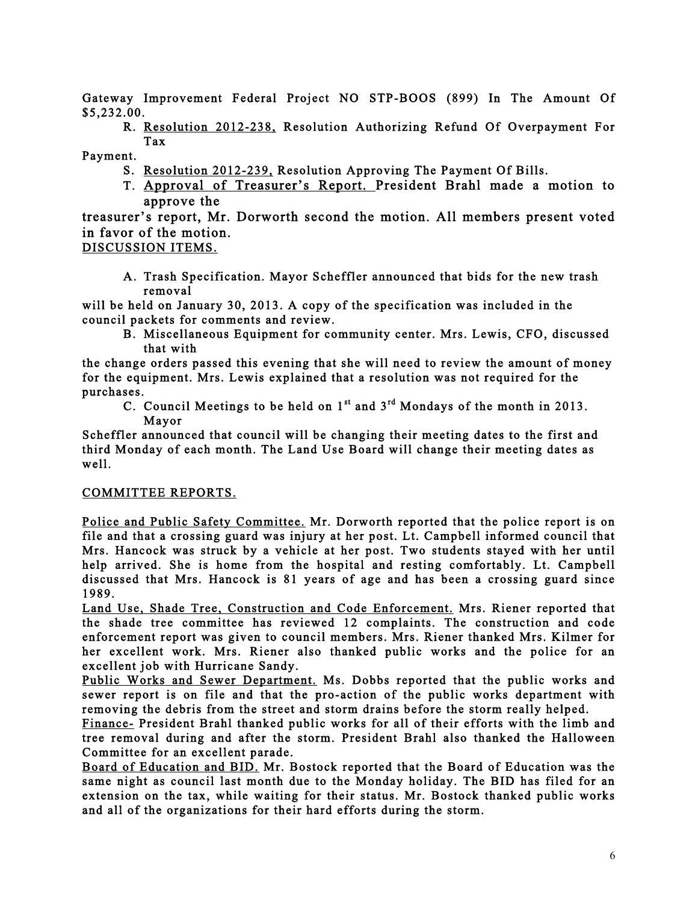Gateway Improvement Federal Project NO STP-BOOS (899) In The Amount Of $5,232.00.

R. Resolution 2012-238, Resolution Authorizing Refund Of Overpayment For Tax Payment.

S. Resolution 2012-239, Resolution Approving The Payment Of Bills.

T. Approval of Treasurer's Report. President Brahl made a motion to approve the treasurer's report, Mr. Dorworth second the motion. All members present voted in favor of the motion.

DISCUSSION ITEMS.

A. Trash Specification. Mayor Scheffler announced that bids for the new trash removal will be held on January 30, 2013. A copy of the specification was included in the council packets for comments and review.

B. Miscellaneous Equipment for community center. Mrs. Lewis, CFO, discussed that with the change orders passed this evening that she will need to review the amount of money for the equipment. Mrs. Lewis explained that a resolution was not required for the purchases.

C. Council Meetings to be held on 1st and 3rd Mondays of the month in 2013. Mayor Scheffler announced that council will be changing their meeting dates to the first and third Monday of each month. The Land Use Board will change their meeting dates as well.

COMMITTEE REPORTS.

Police and Public Safety Committee. Mr. Dorworth reported that the police report is on file and that a crossing guard was injury at her post. Lt. Campbell informed council that Mrs. Hancock was struck by a vehicle at her post. Two students stayed with her until help arrived. She is home from the hospital and resting comfortably. Lt. Campbell discussed that Mrs. Hancock is 81 years of age and has been a crossing guard since 1989.

Land Use, Shade Tree, Construction and Code Enforcement. Mrs. Riener reported that the shade tree committee has reviewed 12 complaints. The construction and code enforcement report was given to council members. Mrs. Riener thanked Mrs. Kilmer for her excellent work. Mrs. Riener also thanked public works and the police for an excellent job with Hurricane Sandy.

Public Works and Sewer Department. Ms. Dobbs reported that the public works and sewer report is on file and that the pro-action of the public works department with removing the debris from the street and storm drains before the storm really helped.

Finance- President Brahl thanked public works for all of their efforts with the limb and tree removal during and after the storm. President Brahl also thanked the Halloween Committee for an excellent parade.

Board of Education and BID. Mr. Bostock reported that the Board of Education was the same night as council last month due to the Monday holiday. The BID has filed for an extension on the tax, while waiting for their status. Mr. Bostock thanked public works and all of the organizations for their hard efforts during the storm.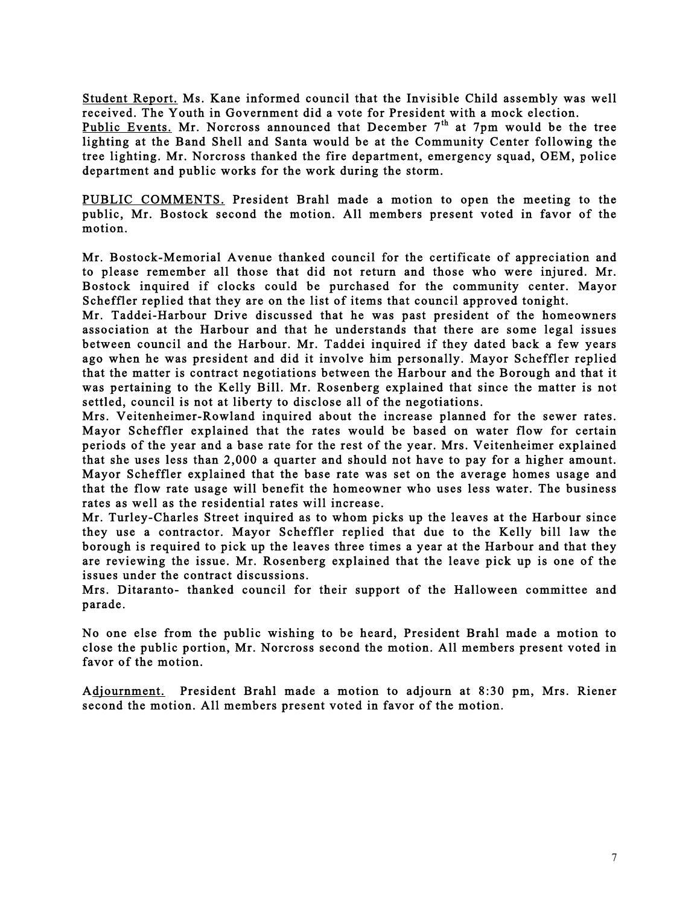Student Report. Ms. Kane informed council that the Invisible Child assembly was well received. The Youth in Government did a vote for President with a mock election.
Public Events. Mr. Norcross announced that December 7th at 7pm would be the tree lighting at the Band Shell and Santa would be at the Community Center following the tree lighting. Mr. Norcross thanked the fire department, emergency squad, OEM, police department and public works for the work during the storm.

PUBLIC COMMENTS. President Brahl made a motion to open the meeting to the public, Mr. Bostock second the motion. All members present voted in favor of the motion.

Mr. Bostock-Memorial Avenue thanked council for the certificate of appreciation and to please remember all those that did not return and those who were injured. Mr. Bostock inquired if clocks could be purchased for the community center. Mayor Scheffler replied that they are on the list of items that council approved tonight.
Mr. Taddei-Harbour Drive discussed that he was past president of the homeowners association at the Harbour and that he understands that there are some legal issues between council and the Harbour. Mr. Taddei inquired if they dated back a few years ago when he was president and did it involve him personally. Mayor Scheffler replied that the matter is contract negotiations between the Harbour and the Borough and that it was pertaining to the Kelly Bill. Mr. Rosenberg explained that since the matter is not settled, council is not at liberty to disclose all of the negotiations.
Mrs. Veitenheimer-Rowland inquired about the increase planned for the sewer rates. Mayor Scheffler explained that the rates would be based on water flow for certain periods of the year and a base rate for the rest of the year. Mrs. Veitenheimer explained that she uses less than 2,000 a quarter and should not have to pay for a higher amount. Mayor Scheffler explained that the base rate was set on the average homes usage and that the flow rate usage will benefit the homeowner who uses less water. The business rates as well as the residential rates will increase.
Mr. Turley-Charles Street inquired as to whom picks up the leaves at the Harbour since they use a contractor. Mayor Scheffler replied that due to the Kelly bill law the borough is required to pick up the leaves three times a year at the Harbour and that they are reviewing the issue. Mr. Rosenberg explained that the leave pick up is one of the issues under the contract discussions.
Mrs. Ditaranto- thanked council for their support of the Halloween committee and parade.

No one else from the public wishing to be heard, President Brahl made a motion to close the public portion, Mr. Norcross second the motion. All members present voted in favor of the motion.

Adjournment. President Brahl made a motion to adjourn at 8:30 pm, Mrs. Riener second the motion. All members present voted in favor of the motion.